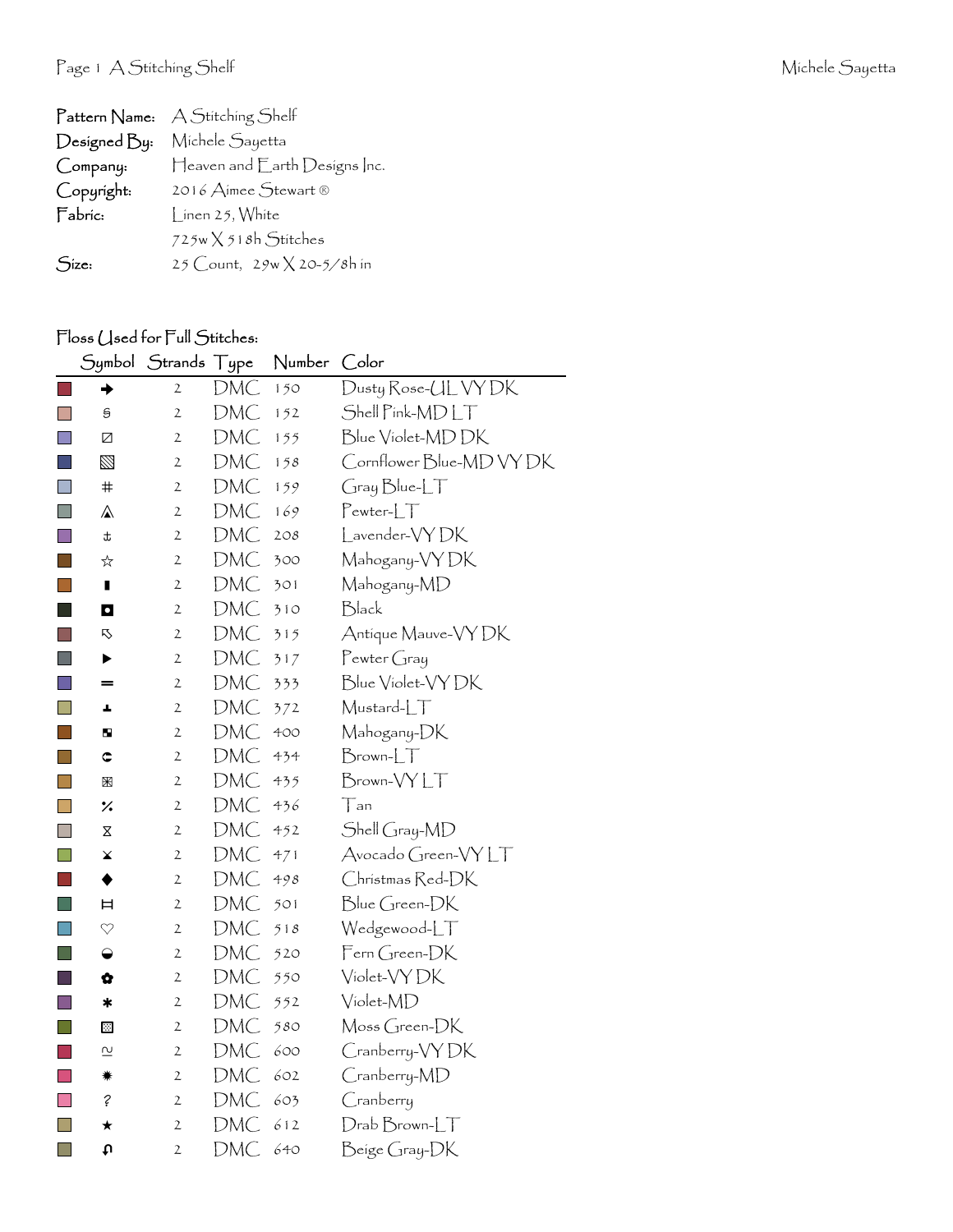| | |
|---|---|
| **Pattern Name:** | A Stitching Shelf |
| **Designed By:** | Michele Sayetta |
| **Company:** | Heaven and Earth Designs Inc. |
| **Copyright:** | 2016 Aimee Stewart ® |
| **Fabric:** | Linen 25, White |
| | 725w X 518h Stitches |
| **Size:** | 25 Count, 29w X 20-5/8h in |

## Floss Used for Full Stitches:

| Symbol | Strands | Type | Number | Color |
|---|---|---|---|---|
| ➔ | 2 | DMC | 150 | Dusty Rose-UL VY DK |
| ŝ | 2 | DMC | 152 | Shell Pink-MD LT |
| ⊘ | 2 | DMC | 155 | Blue Violet-MD DK |
| ▧ | 2 | DMC | 158 | Cornflower Blue-MD VY DK |
| # | 2 | DMC | 159 | Gray Blue-LT |
| ⚠ | 2 | DMC | 169 | Pewter-LT |
| ⚓ | 2 | DMC | 208 | Lavender-VY DK |
| ☆ | 2 | DMC | 300 | Mahogany-VY DK |
| ▮ | 2 | DMC | 301 | Mahogany-MD |
| ◘ | 2 | DMC | 310 | Black |
| ⇖ | 2 | DMC | 315 | Antique Mauve-VY DK |
| ▶ | 2 | DMC | 317 | Pewter Gray |
| ═ | 2 | DMC | 333 | Blue Violet-VY DK |
| ⊥ | 2 | DMC | 372 | Mustard-LT |
| ◪ | 2 | DMC | 400 | Mahogany-DK |
| ⊂ | 2 | DMC | 434 | Brown-LT |
| ⊠ | 2 | DMC | 435 | Brown-VY LT |
| % | 2 | DMC | 436 | Tan |
| ⧖ | 2 | DMC | 452 | Shell Gray-MD |
| ⨯ | 2 | DMC | 471 | Avocado Green-VY LT |
| ◆ | 2 | DMC | 498 | Christmas Red-DK |
| ⌶ | 2 | DMC | 501 | Blue Green-DK |
| ♡ | 2 | DMC | 518 | Wedgewood-LT |
| ◒ | 2 | DMC | 520 | Fern Green-DK |
| ✿ | 2 | DMC | 550 | Violet-VY DK |
| ✱ | 2 | DMC | 552 | Violet-MD |
| ▩ | 2 | DMC | 580 | Moss Green-DK |
| ≈ | 2 | DMC | 600 | Cranberry-VY DK |
| ✷ | 2 | DMC | 602 | Cranberry-MD |
| ? | 2 | DMC | 603 | Cranberry |
| ★ | 2 | DMC | 612 | Drab Brown-LT |
| ɷ | 2 | DMC | 640 | Beige Gray-DK |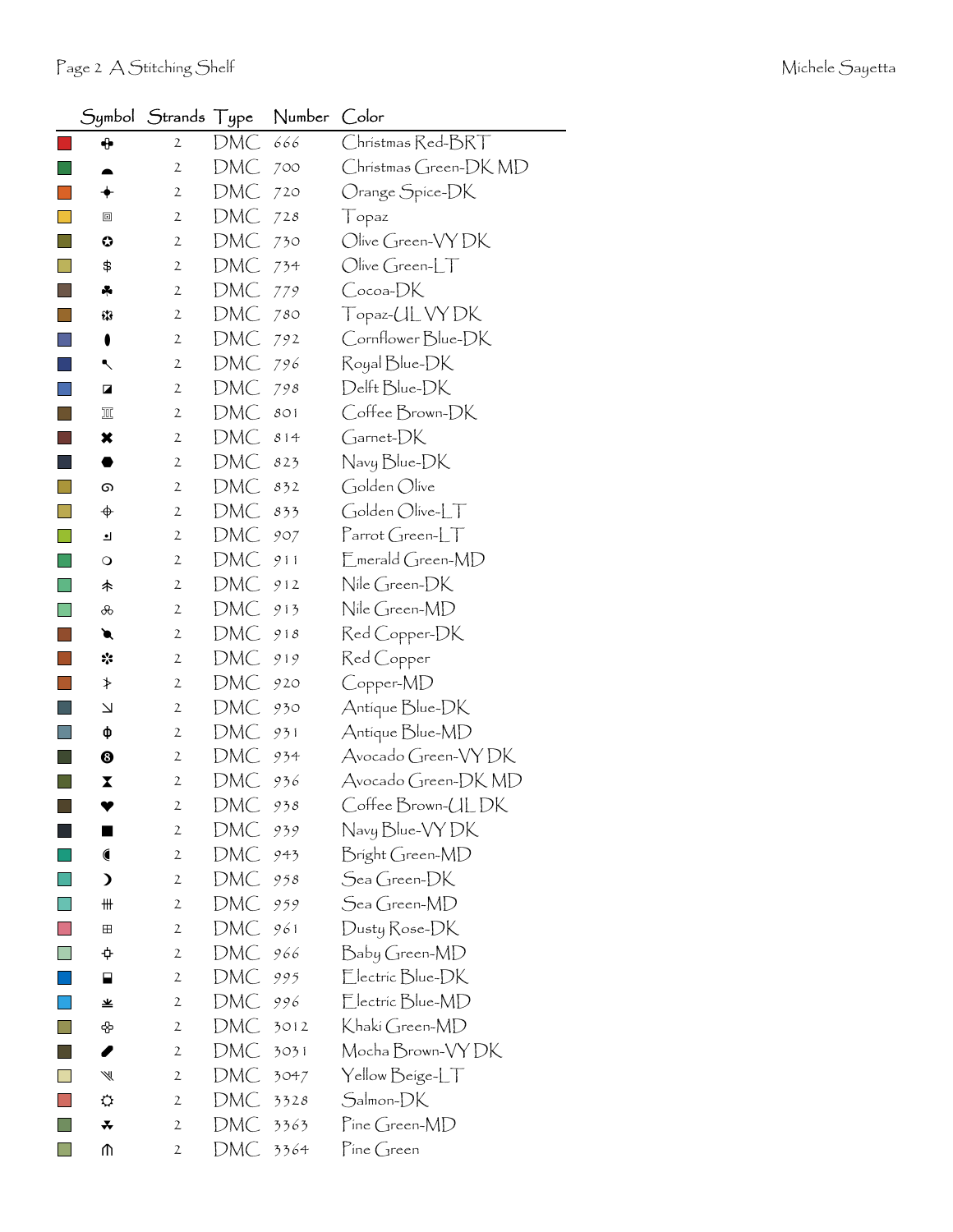| Symbol | Strands | Type | Number | Color |
|---|---|---|---|---|
| ✚ | 2 | DMC | 666 | Christmas Red-BRT |
| ◓ | 2 | DMC | 700 | Christmas Green-DK MD |
| ✦ | 2 | DMC | 720 | Orange Spice-DK |
| ▣ | 2 | DMC | 728 | Topaz |
| ✪ | 2 | DMC | 730 | Olive Green-VY DK |
| $ | 2 | DMC | 734 | Olive Green-LT |
| ♣ | 2 | DMC | 779 | Cocoa-DK |
| ✲ | 2 | DMC | 780 | Topaz-UL VY DK |
| ⬮ | 2 | DMC | 792 | Cornflower Blue-DK |
| ↖ | 2 | DMC | 796 | Royal Blue-DK |
| ◪ | 2 | DMC | 798 | Delft Blue-DK |
| Ⅲ | 2 | DMC | 801 | Coffee Brown-DK |
| ✖ | 2 | DMC | 814 | Garnet-DK |
| ⬣ | 2 | DMC | 823 | Navy Blue-DK |
| ᘓ | 2 | DMC | 832 | Golden Olive |
| ⌖ | 2 | DMC | 833 | Golden Olive-LT |
| ⏎ | 2 | DMC | 907 | Parrot Green-LT |
| ❍ | 2 | DMC | 911 | Emerald Green-MD |
| ✢ | 2 | DMC | 912 | Nile Green-DK |
| ஃ | 2 | DMC | 913 | Nile Green-MD |
| ↘ | 2 | DMC | 918 | Red Copper-DK |
| ✼ | 2 | DMC | 919 | Red Copper |
| ⊁ | 2 | DMC | 920 | Copper-MD |
| ⇲ | 2 | DMC | 930 | Antique Blue-DK |
| ɸ | 2 | DMC | 931 | Antique Blue-MD |
| ❽ | 2 | DMC | 934 | Avocado Green-VY DK |
| ⧗ | 2 | DMC | 936 | Avocado Green-DK MD |
| ♥ | 2 | DMC | 938 | Coffee Brown-UL DK |
| ■ | 2 | DMC | 939 | Navy Blue-VY DK |
| ◖ | 2 | DMC | 943 | Bright Green-MD |
| ☽ | 2 | DMC | 958 | Sea Green-DK |
| ⋕ | 2 | DMC | 959 | Sea Green-MD |
| ⊞ | 2 | DMC | 961 | Dusty Rose-DK |
| ✥ | 2 | DMC | 966 | Baby Green-MD |
| ⬓ | 2 | DMC | 995 | Electric Blue-DK |
| ⚶ | 2 | DMC | 996 | Electric Blue-MD |
| ✤ | 2 | DMC | 3012 | Khaki Green-MD |
| ⬬ | 2 | DMC | 3031 | Mocha Brown-VY DK |
| ⋙ | 2 | DMC | 3047 | Yellow Beige-LT |
| ☼ | 2 | DMC | 3328 | Salmon-DK |
| ⯆ | 2 | DMC | 3363 | Pine Green-MD |
| ⋔ | 2 | DMC | 3364 | Pine Green |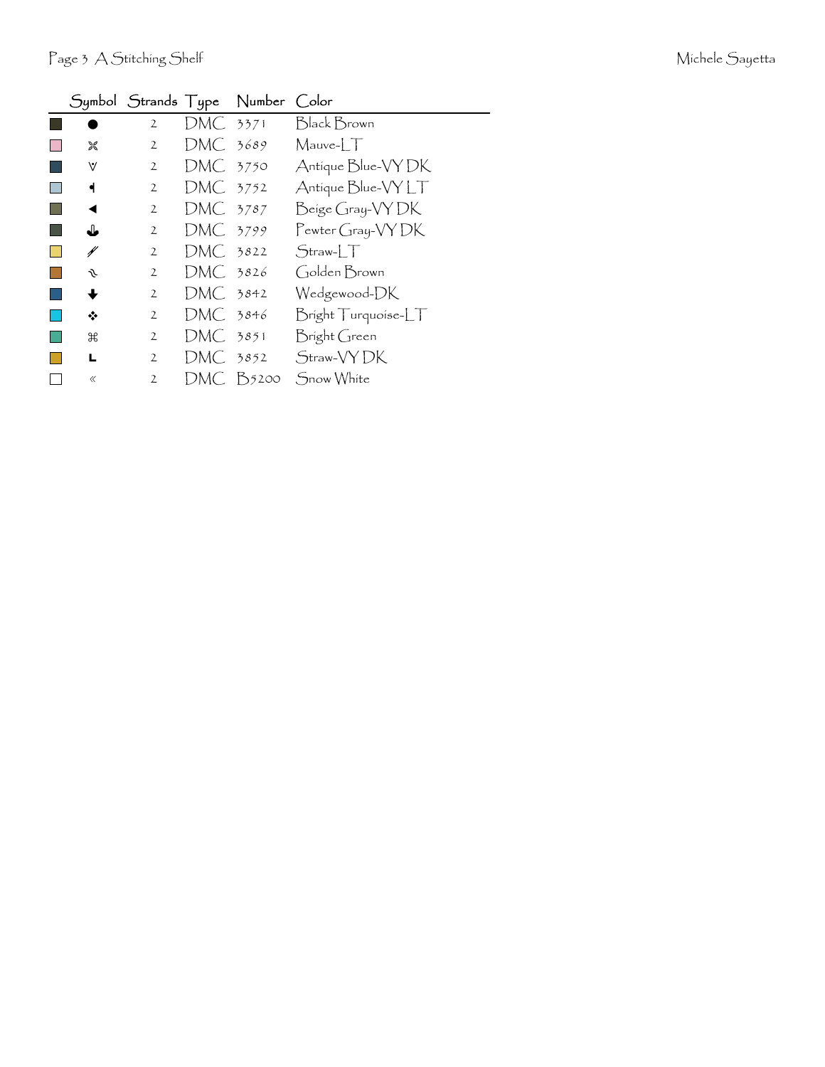| | Symbol | Strands | Type | Number | Color |
|---|---|---|---|---|---|
| | ● | 2 | DMC | 3371 | Black Brown |
| | ⌘ | 2 | DMC | 3689 | Mauve-LT |
| | ∀ | 2 | DMC | 3750 | Antique Blue-VY DK |
| | ˂ | 2 | DMC | 3752 | Antique Blue-VY LT |
| | ◄ | 2 | DMC | 3787 | Beige Gray-VY DK |
| | ⚓ | 2 | DMC | 3799 | Pewter Gray-VY DK |
| | ⁄⁄ | 2 | DMC | 3822 | Straw-LT |
| | ↝ | 2 | DMC | 3826 | Golden Brown |
| | ↓ | 2 | DMC | 3842 | Wedgewood-DK |
| | ❖ | 2 | DMC | 3846 | Bright Turquoise-LT |
| | ⌘ | 2 | DMC | 3851 | Bright Green |
| | L | 2 | DMC | 3852 | Straw-VY DK |
| | « | 2 | DMC | B5200 | Snow White |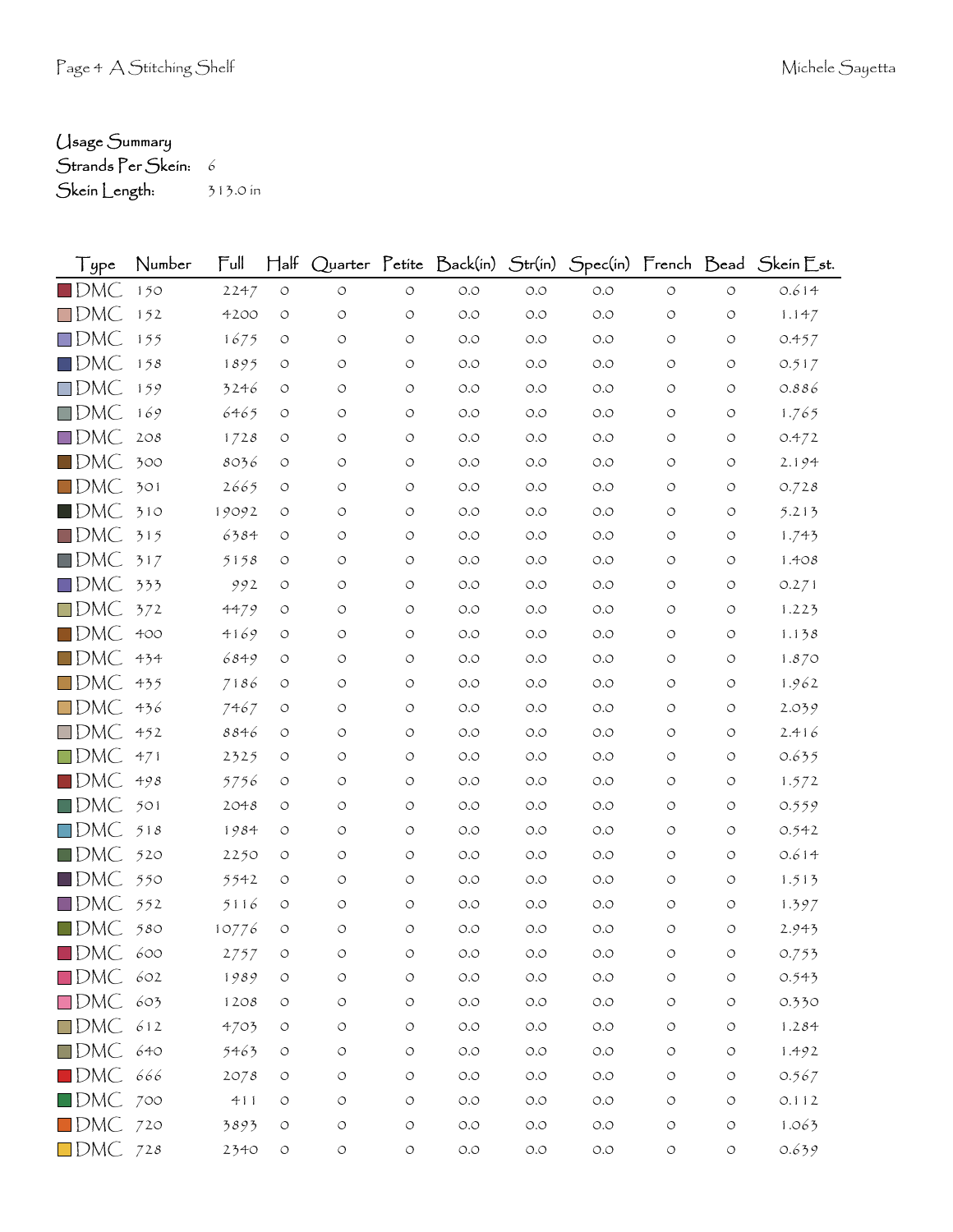Usage Summary
Strands Per Skein: 6
Skein Length: 313.0 in

| Type | Number | Full | Half | Quarter | Petite | Back(in) | Str(in) | Spec(in) | French | Bead | Skein Est. |
|---|---|---|---|---|---|---|---|---|---|---|---|
| DMC | 150 | 2247 | 0 | 0 | 0 | 0.0 | 0.0 | 0.0 | 0 | 0 | 0.614 |
| DMC | 152 | 4200 | 0 | 0 | 0 | 0.0 | 0.0 | 0.0 | 0 | 0 | 1.147 |
| DMC | 155 | 1675 | 0 | 0 | 0 | 0.0 | 0.0 | 0.0 | 0 | 0 | 0.457 |
| DMC | 158 | 1895 | 0 | 0 | 0 | 0.0 | 0.0 | 0.0 | 0 | 0 | 0.517 |
| DMC | 159 | 3246 | 0 | 0 | 0 | 0.0 | 0.0 | 0.0 | 0 | 0 | 0.886 |
| DMC | 169 | 6465 | 0 | 0 | 0 | 0.0 | 0.0 | 0.0 | 0 | 0 | 1.765 |
| DMC | 208 | 1728 | 0 | 0 | 0 | 0.0 | 0.0 | 0.0 | 0 | 0 | 0.472 |
| DMC | 300 | 8036 | 0 | 0 | 0 | 0.0 | 0.0 | 0.0 | 0 | 0 | 2.194 |
| DMC | 301 | 2665 | 0 | 0 | 0 | 0.0 | 0.0 | 0.0 | 0 | 0 | 0.728 |
| DMC | 310 | 19092 | 0 | 0 | 0 | 0.0 | 0.0 | 0.0 | 0 | 0 | 5.213 |
| DMC | 315 | 6384 | 0 | 0 | 0 | 0.0 | 0.0 | 0.0 | 0 | 0 | 1.743 |
| DMC | 317 | 5158 | 0 | 0 | 0 | 0.0 | 0.0 | 0.0 | 0 | 0 | 1.408 |
| DMC | 333 | 992 | 0 | 0 | 0 | 0.0 | 0.0 | 0.0 | 0 | 0 | 0.271 |
| DMC | 372 | 4479 | 0 | 0 | 0 | 0.0 | 0.0 | 0.0 | 0 | 0 | 1.223 |
| DMC | 400 | 4169 | 0 | 0 | 0 | 0.0 | 0.0 | 0.0 | 0 | 0 | 1.138 |
| DMC | 434 | 6849 | 0 | 0 | 0 | 0.0 | 0.0 | 0.0 | 0 | 0 | 1.870 |
| DMC | 435 | 7186 | 0 | 0 | 0 | 0.0 | 0.0 | 0.0 | 0 | 0 | 1.962 |
| DMC | 436 | 7467 | 0 | 0 | 0 | 0.0 | 0.0 | 0.0 | 0 | 0 | 2.039 |
| DMC | 452 | 8846 | 0 | 0 | 0 | 0.0 | 0.0 | 0.0 | 0 | 0 | 2.416 |
| DMC | 471 | 2325 | 0 | 0 | 0 | 0.0 | 0.0 | 0.0 | 0 | 0 | 0.635 |
| DMC | 498 | 5756 | 0 | 0 | 0 | 0.0 | 0.0 | 0.0 | 0 | 0 | 1.572 |
| DMC | 501 | 2048 | 0 | 0 | 0 | 0.0 | 0.0 | 0.0 | 0 | 0 | 0.559 |
| DMC | 518 | 1984 | 0 | 0 | 0 | 0.0 | 0.0 | 0.0 | 0 | 0 | 0.542 |
| DMC | 520 | 2250 | 0 | 0 | 0 | 0.0 | 0.0 | 0.0 | 0 | 0 | 0.614 |
| DMC | 550 | 5542 | 0 | 0 | 0 | 0.0 | 0.0 | 0.0 | 0 | 0 | 1.513 |
| DMC | 552 | 5116 | 0 | 0 | 0 | 0.0 | 0.0 | 0.0 | 0 | 0 | 1.397 |
| DMC | 580 | 10776 | 0 | 0 | 0 | 0.0 | 0.0 | 0.0 | 0 | 0 | 2.943 |
| DMC | 600 | 2757 | 0 | 0 | 0 | 0.0 | 0.0 | 0.0 | 0 | 0 | 0.753 |
| DMC | 602 | 1989 | 0 | 0 | 0 | 0.0 | 0.0 | 0.0 | 0 | 0 | 0.543 |
| DMC | 603 | 1208 | 0 | 0 | 0 | 0.0 | 0.0 | 0.0 | 0 | 0 | 0.330 |
| DMC | 612 | 4703 | 0 | 0 | 0 | 0.0 | 0.0 | 0.0 | 0 | 0 | 1.284 |
| DMC | 640 | 5463 | 0 | 0 | 0 | 0.0 | 0.0 | 0.0 | 0 | 0 | 1.492 |
| DMC | 666 | 2078 | 0 | 0 | 0 | 0.0 | 0.0 | 0.0 | 0 | 0 | 0.567 |
| DMC | 700 | 411 | 0 | 0 | 0 | 0.0 | 0.0 | 0.0 | 0 | 0 | 0.112 |
| DMC | 720 | 3893 | 0 | 0 | 0 | 0.0 | 0.0 | 0.0 | 0 | 0 | 1.063 |
| DMC | 728 | 2340 | 0 | 0 | 0 | 0.0 | 0.0 | 0.0 | 0 | 0 | 0.639 |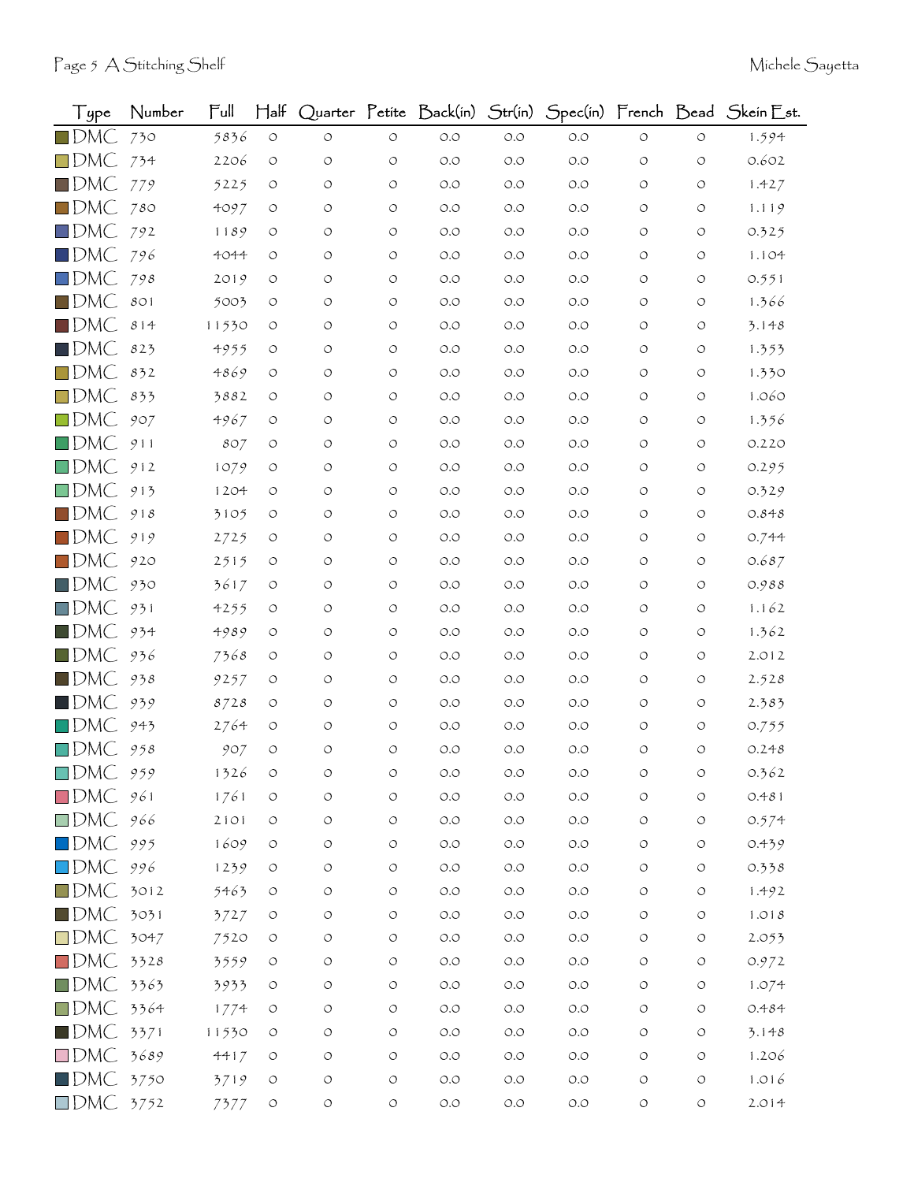| Type | Number | Full | Half | Quarter | Petite | Back(in) | Str(in) | Spec(in) | French | Bead | Skein Est. |
|---|---|---|---|---|---|---|---|---|---|---|---|
| DMC | 730 | 5836 | 0 | 0 | 0 | 0.0 | 0.0 | 0.0 | 0 | 0 | 1.594 |
| DMC | 734 | 2206 | 0 | 0 | 0 | 0.0 | 0.0 | 0.0 | 0 | 0 | 0.602 |
| DMC | 779 | 5225 | 0 | 0 | 0 | 0.0 | 0.0 | 0.0 | 0 | 0 | 1.427 |
| DMC | 780 | 4097 | 0 | 0 | 0 | 0.0 | 0.0 | 0.0 | 0 | 0 | 1.119 |
| DMC | 792 | 1189 | 0 | 0 | 0 | 0.0 | 0.0 | 0.0 | 0 | 0 | 0.325 |
| DMC | 796 | 4044 | 0 | 0 | 0 | 0.0 | 0.0 | 0.0 | 0 | 0 | 1.104 |
| DMC | 798 | 2019 | 0 | 0 | 0 | 0.0 | 0.0 | 0.0 | 0 | 0 | 0.551 |
| DMC | 801 | 5003 | 0 | 0 | 0 | 0.0 | 0.0 | 0.0 | 0 | 0 | 1.366 |
| DMC | 814 | 11530 | 0 | 0 | 0 | 0.0 | 0.0 | 0.0 | 0 | 0 | 3.148 |
| DMC | 823 | 4955 | 0 | 0 | 0 | 0.0 | 0.0 | 0.0 | 0 | 0 | 1.353 |
| DMC | 832 | 4869 | 0 | 0 | 0 | 0.0 | 0.0 | 0.0 | 0 | 0 | 1.330 |
| DMC | 833 | 3882 | 0 | 0 | 0 | 0.0 | 0.0 | 0.0 | 0 | 0 | 1.060 |
| DMC | 907 | 4967 | 0 | 0 | 0 | 0.0 | 0.0 | 0.0 | 0 | 0 | 1.356 |
| DMC | 911 | 807 | 0 | 0 | 0 | 0.0 | 0.0 | 0.0 | 0 | 0 | 0.220 |
| DMC | 912 | 1079 | 0 | 0 | 0 | 0.0 | 0.0 | 0.0 | 0 | 0 | 0.295 |
| DMC | 913 | 1204 | 0 | 0 | 0 | 0.0 | 0.0 | 0.0 | 0 | 0 | 0.329 |
| DMC | 918 | 3105 | 0 | 0 | 0 | 0.0 | 0.0 | 0.0 | 0 | 0 | 0.848 |
| DMC | 919 | 2725 | 0 | 0 | 0 | 0.0 | 0.0 | 0.0 | 0 | 0 | 0.744 |
| DMC | 920 | 2515 | 0 | 0 | 0 | 0.0 | 0.0 | 0.0 | 0 | 0 | 0.687 |
| DMC | 930 | 3617 | 0 | 0 | 0 | 0.0 | 0.0 | 0.0 | 0 | 0 | 0.988 |
| DMC | 931 | 4255 | 0 | 0 | 0 | 0.0 | 0.0 | 0.0 | 0 | 0 | 1.162 |
| DMC | 934 | 4989 | 0 | 0 | 0 | 0.0 | 0.0 | 0.0 | 0 | 0 | 1.362 |
| DMC | 936 | 7368 | 0 | 0 | 0 | 0.0 | 0.0 | 0.0 | 0 | 0 | 2.012 |
| DMC | 938 | 9257 | 0 | 0 | 0 | 0.0 | 0.0 | 0.0 | 0 | 0 | 2.528 |
| DMC | 939 | 8728 | 0 | 0 | 0 | 0.0 | 0.0 | 0.0 | 0 | 0 | 2.383 |
| DMC | 943 | 2764 | 0 | 0 | 0 | 0.0 | 0.0 | 0.0 | 0 | 0 | 0.755 |
| DMC | 958 | 907 | 0 | 0 | 0 | 0.0 | 0.0 | 0.0 | 0 | 0 | 0.248 |
| DMC | 959 | 1326 | 0 | 0 | 0 | 0.0 | 0.0 | 0.0 | 0 | 0 | 0.362 |
| DMC | 961 | 1761 | 0 | 0 | 0 | 0.0 | 0.0 | 0.0 | 0 | 0 | 0.481 |
| DMC | 966 | 2101 | 0 | 0 | 0 | 0.0 | 0.0 | 0.0 | 0 | 0 | 0.574 |
| DMC | 995 | 1609 | 0 | 0 | 0 | 0.0 | 0.0 | 0.0 | 0 | 0 | 0.439 |
| DMC | 996 | 1239 | 0 | 0 | 0 | 0.0 | 0.0 | 0.0 | 0 | 0 | 0.338 |
| DMC | 3012 | 5463 | 0 | 0 | 0 | 0.0 | 0.0 | 0.0 | 0 | 0 | 1.492 |
| DMC | 3031 | 3727 | 0 | 0 | 0 | 0.0 | 0.0 | 0.0 | 0 | 0 | 1.018 |
| DMC | 3047 | 7520 | 0 | 0 | 0 | 0.0 | 0.0 | 0.0 | 0 | 0 | 2.053 |
| DMC | 3328 | 3559 | 0 | 0 | 0 | 0.0 | 0.0 | 0.0 | 0 | 0 | 0.972 |
| DMC | 3363 | 3933 | 0 | 0 | 0 | 0.0 | 0.0 | 0.0 | 0 | 0 | 1.074 |
| DMC | 3364 | 1774 | 0 | 0 | 0 | 0.0 | 0.0 | 0.0 | 0 | 0 | 0.484 |
| DMC | 3371 | 11530 | 0 | 0 | 0 | 0.0 | 0.0 | 0.0 | 0 | 0 | 3.148 |
| DMC | 3689 | 4417 | 0 | 0 | 0 | 0.0 | 0.0 | 0.0 | 0 | 0 | 1.206 |
| DMC | 3750 | 3719 | 0 | 0 | 0 | 0.0 | 0.0 | 0.0 | 0 | 0 | 1.016 |
| DMC | 3752 | 7377 | 0 | 0 | 0 | 0.0 | 0.0 | 0.0 | 0 | 0 | 2.014 |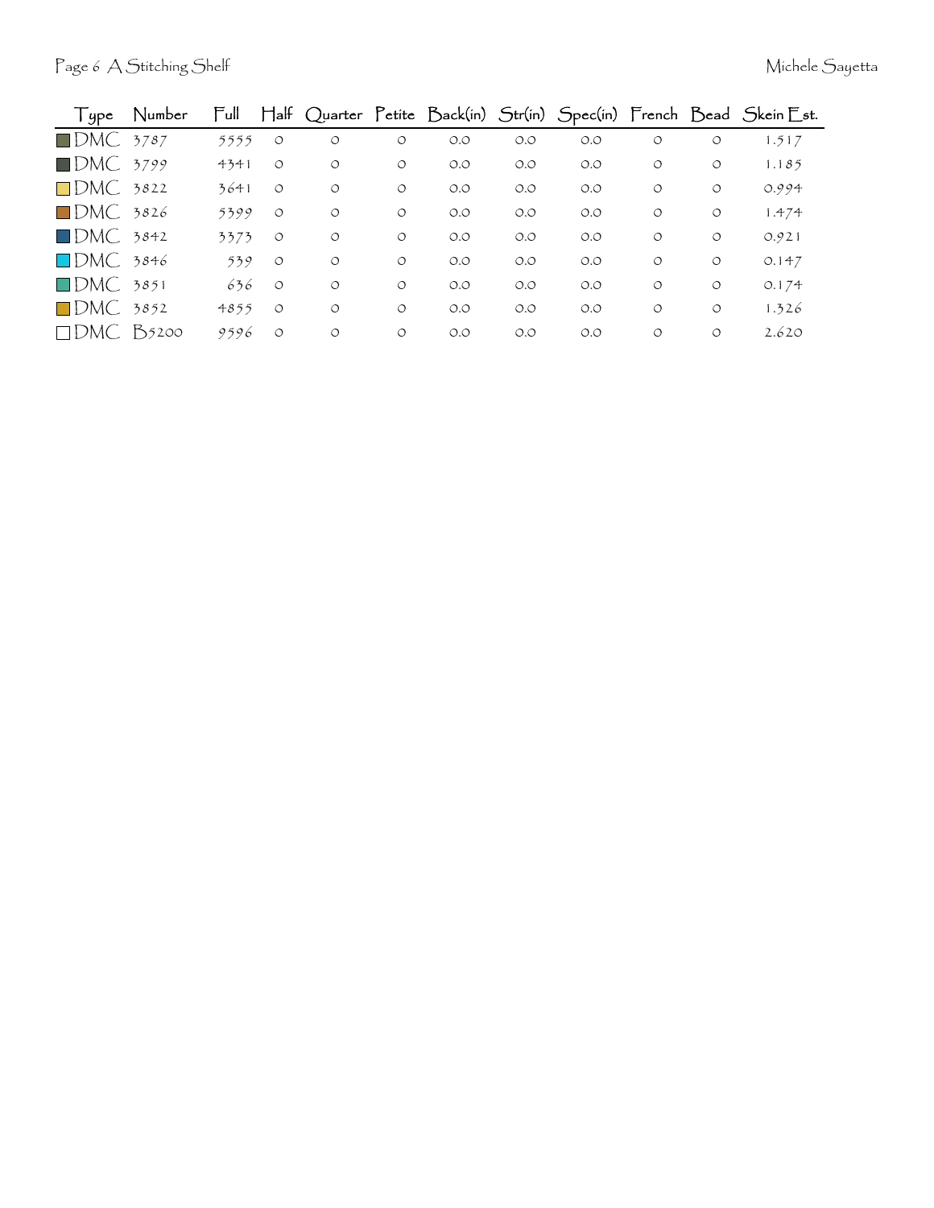| Type | Number | Full | Half | Quarter | Petite | Back(in) | Str(in) | Spec(in) | French | Bead | Skein Est. |
|---|---|---|---|---|---|---|---|---|---|---|---|
| DMC | 3787 | 5555 | 0 | 0 | 0 | 0.0 | 0.0 | 0.0 | 0 | 0 | 1.517 |
| DMC | 3799 | 4341 | 0 | 0 | 0 | 0.0 | 0.0 | 0.0 | 0 | 0 | 1.185 |
| DMC | 3822 | 3641 | 0 | 0 | 0 | 0.0 | 0.0 | 0.0 | 0 | 0 | 0.994 |
| DMC | 3826 | 5399 | 0 | 0 | 0 | 0.0 | 0.0 | 0.0 | 0 | 0 | 1.474 |
| DMC | 3842 | 3373 | 0 | 0 | 0 | 0.0 | 0.0 | 0.0 | 0 | 0 | 0.921 |
| DMC | 3846 | 539 | 0 | 0 | 0 | 0.0 | 0.0 | 0.0 | 0 | 0 | 0.147 |
| DMC | 3851 | 636 | 0 | 0 | 0 | 0.0 | 0.0 | 0.0 | 0 | 0 | 0.174 |
| DMC | 3852 | 4855 | 0 | 0 | 0 | 0.0 | 0.0 | 0.0 | 0 | 0 | 1.326 |
| DMC | B5200 | 9596 | 0 | 0 | 0 | 0.0 | 0.0 | 0.0 | 0 | 0 | 2.620 |